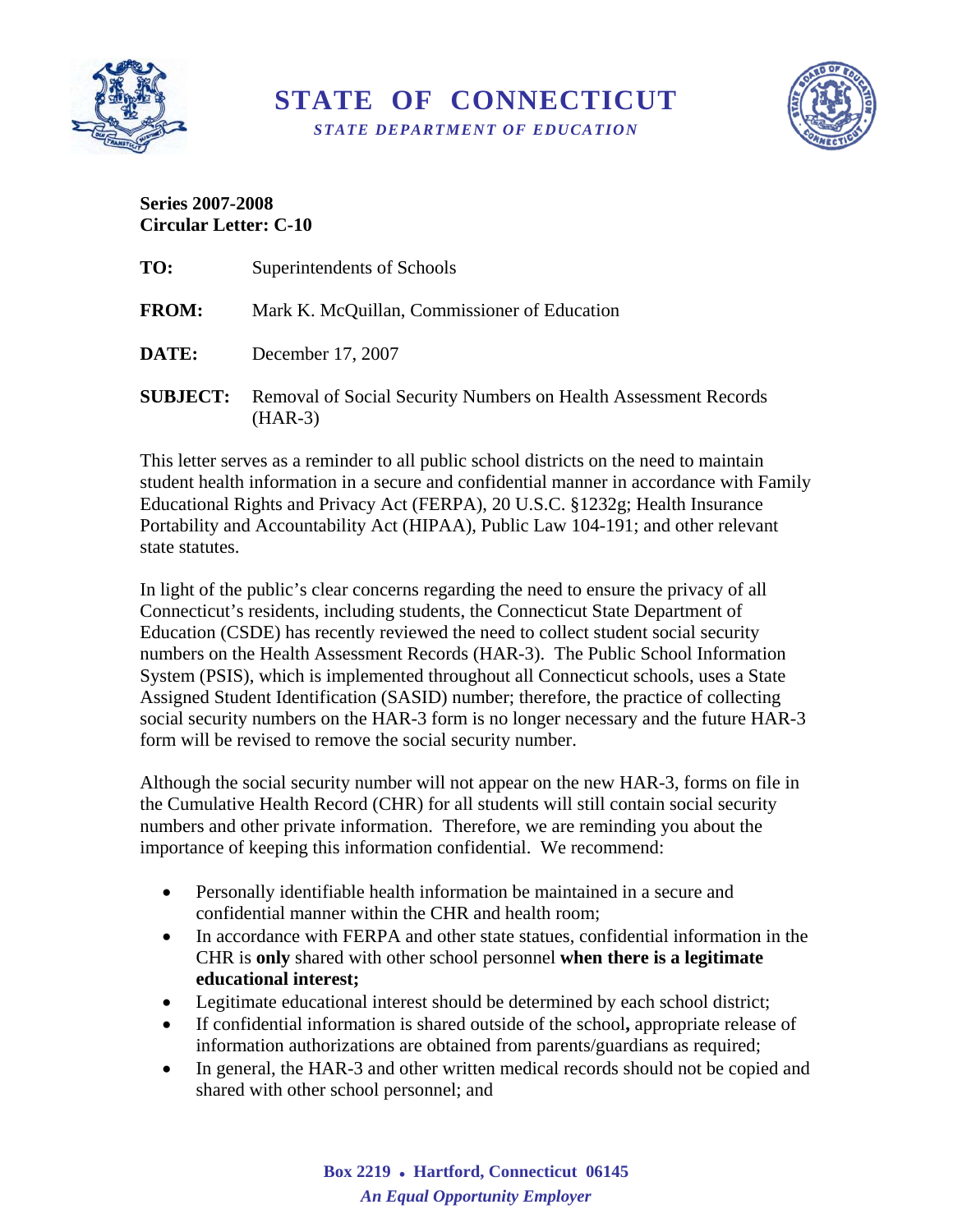# STATE OF CONNECTICUT

*STATE DEPARTMENT OF EDUCATION*

**Series 2007-2008**
**Circular Letter: C-10**

**TO:** Superintendents of Schools

**FROM:** Mark K. McQuillan, Commissioner of Education

**DATE:** December 17, 2007

**SUBJECT:** Removal of Social Security Numbers on Health Assessment Records (HAR-3)

This letter serves as a reminder to all public school districts on the need to maintain student health information in a secure and confidential manner in accordance with Family Educational Rights and Privacy Act (FERPA), 20 U.S.C. §1232g; Health Insurance Portability and Accountability Act (HIPAA), Public Law 104-191; and other relevant state statutes.

In light of the public's clear concerns regarding the need to ensure the privacy of all Connecticut's residents, including students, the Connecticut State Department of Education (CSDE) has recently reviewed the need to collect student social security numbers on the Health Assessment Records (HAR-3). The Public School Information System (PSIS), which is implemented throughout all Connecticut schools, uses a State Assigned Student Identification (SASID) number; therefore, the practice of collecting social security numbers on the HAR-3 form is no longer necessary and the future HAR-3 form will be revised to remove the social security number.

Although the social security number will not appear on the new HAR-3, forms on file in the Cumulative Health Record (CHR) for all students will still contain social security numbers and other private information. Therefore, we are reminding you about the importance of keeping this information confidential. We recommend:

- Personally identifiable health information be maintained in a secure and confidential manner within the CHR and health room;
- In accordance with FERPA and other state statues, confidential information in the CHR is **only** shared with other school personnel **when there is a legitimate educational interest;**
- Legitimate educational interest should be determined by each school district;
- If confidential information is shared outside of the school**,** appropriate release of information authorizations are obtained from parents/guardians as required;
- In general, the HAR-3 and other written medical records should not be copied and shared with other school personnel; and

**Box 2219 • Hartford, Connecticut 06145**
*An Equal Opportunity Employer*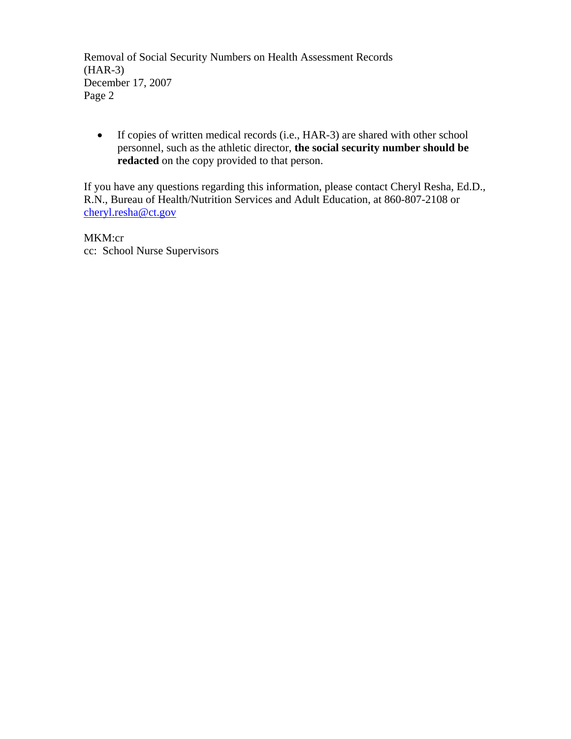- If copies of written medical records (i.e., HAR-3) are shared with other school personnel, such as the athletic director, **the social security number should be redacted** on the copy provided to that person.

If you have any questions regarding this information, please contact Cheryl Resha, Ed.D., R.N., Bureau of Health/Nutrition Services and Adult Education, at 860-807-2108 or cheryl.resha@ct.gov

MKM:cr
cc: School Nurse Supervisors